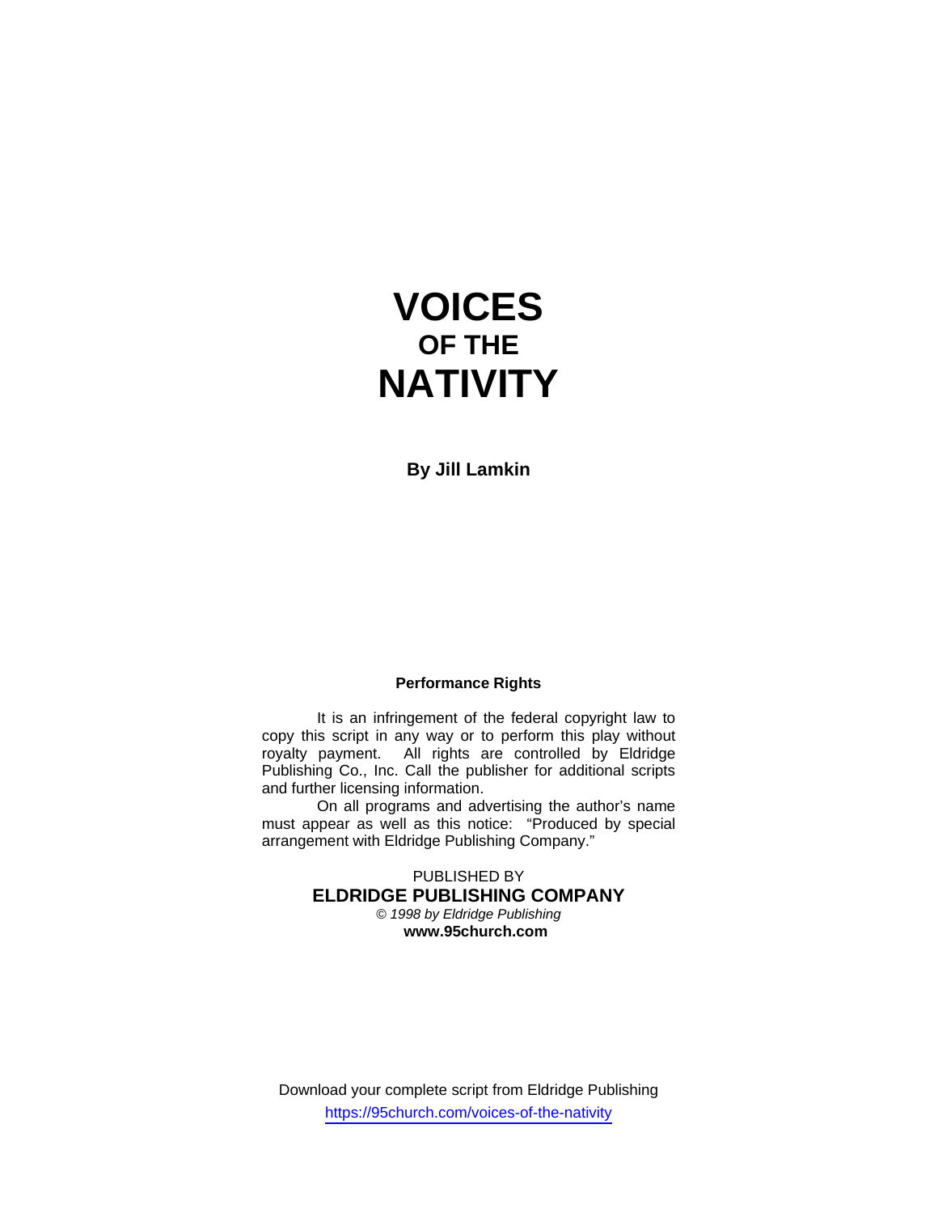# VOICES
## OF THE
# NATIVITY

**By Jill Lamkin**

**Performance Rights**

It is an infringement of the federal copyright law to copy this script in any way or to perform this play without royalty payment. All rights are controlled by Eldridge Publishing Co., Inc. Call the publisher for additional scripts and further licensing information.

On all programs and advertising the author's name must appear as well as this notice: "Produced by special arrangement with Eldridge Publishing Company."

PUBLISHED BY
**ELDRIDGE PUBLISHING COMPANY**
*© 1998 by Eldridge Publishing*
**www.95church.com**

Download your complete script from Eldridge Publishing
https://95church.com/voices-of-the-nativity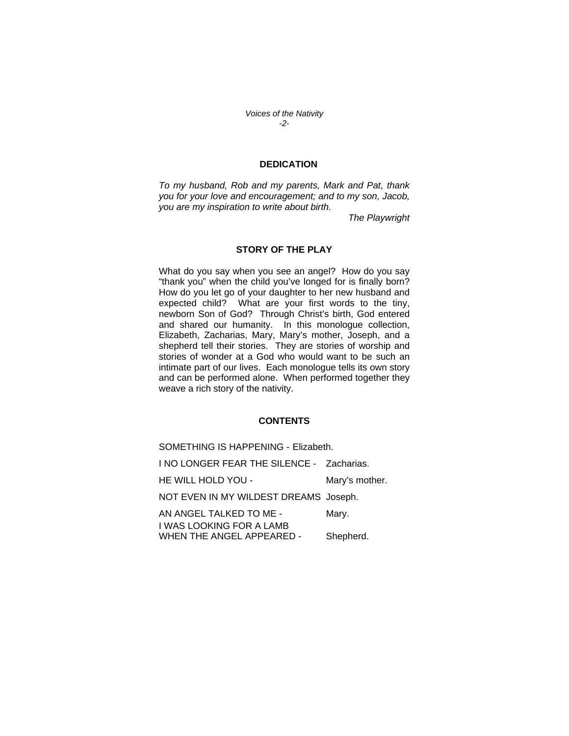## DEDICATION

*To my husband, Rob and my parents, Mark and Pat, thank you for your love and encouragement; and to my son, Jacob, you are my inspiration to write about birth.*

*The Playwright*

## STORY OF THE PLAY

What do you say when you see an angel? How do you say "thank you" when the child you've longed for is finally born? How do you let go of your daughter to her new husband and expected child? What are your first words to the tiny, newborn Son of God? Through Christ's birth, God entered and shared our humanity. In this monologue collection, Elizabeth, Zacharias, Mary, Mary's mother, Joseph, and a shepherd tell their stories. They are stories of worship and stories of wonder at a God who would want to be such an intimate part of our lives. Each monologue tells its own story and can be performed alone. When performed together they weave a rich story of the nativity.

## CONTENTS

| | |
|---|---|
| SOMETHING IS HAPPENING - | Elizabeth. |
| I NO LONGER FEAR THE SILENCE - | Zacharias. |
| HE WILL HOLD YOU - | Mary's mother. |
| NOT EVEN IN MY WILDEST DREAMS | Joseph. |
| AN ANGEL TALKED TO ME - | Mary. |
| I WAS LOOKING FOR A LAMB WHEN THE ANGEL APPEARED - | Shepherd. |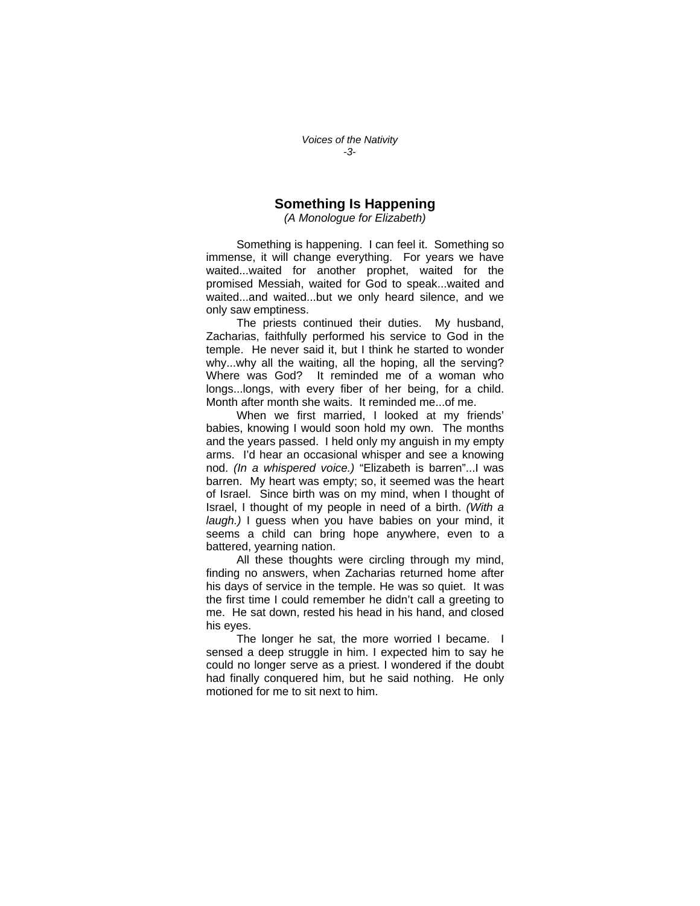## Something Is Happening

*(A Monologue for Elizabeth)*

Something is happening. I can feel it. Something so immense, it will change everything. For years we have waited...waited for another prophet, waited for the promised Messiah, waited for God to speak...waited and waited...and waited...but we only heard silence, and we only saw emptiness.

The priests continued their duties. My husband, Zacharias, faithfully performed his service to God in the temple. He never said it, but I think he started to wonder why...why all the waiting, all the hoping, all the serving? Where was God? It reminded me of a woman who longs...longs, with every fiber of her being, for a child. Month after month she waits. It reminded me...of me.

When we first married, I looked at my friends' babies, knowing I would soon hold my own. The months and the years passed. I held only my anguish in my empty arms. I'd hear an occasional whisper and see a knowing nod. *(In a whispered voice.)* "Elizabeth is barren"...I was barren. My heart was empty; so, it seemed was the heart of Israel. Since birth was on my mind, when I thought of Israel, I thought of my people in need of a birth. *(With a laugh.)* I guess when you have babies on your mind, it seems a child can bring hope anywhere, even to a battered, yearning nation.

All these thoughts were circling through my mind, finding no answers, when Zacharias returned home after his days of service in the temple. He was so quiet. It was the first time I could remember he didn't call a greeting to me. He sat down, rested his head in his hand, and closed his eyes.

The longer he sat, the more worried I became. I sensed a deep struggle in him. I expected him to say he could no longer serve as a priest. I wondered if the doubt had finally conquered him, but he said nothing. He only motioned for me to sit next to him.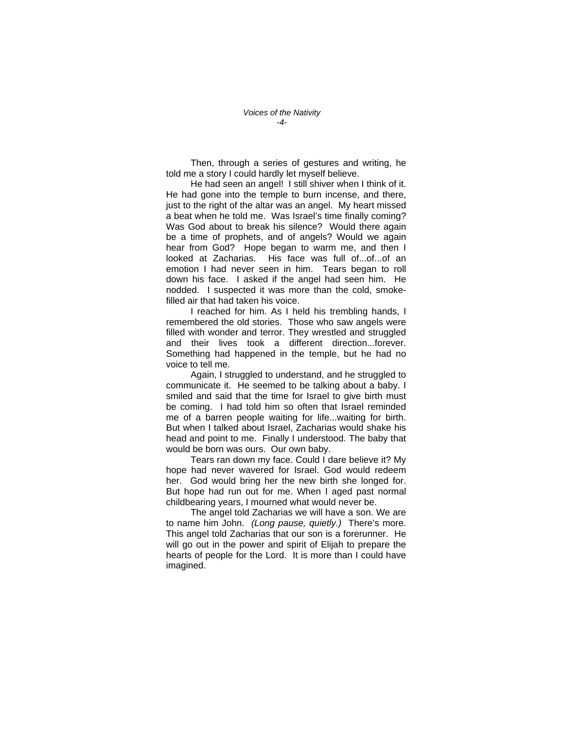Then, through a series of gestures and writing, he told me a story I could hardly let myself believe.

He had seen an angel! I still shiver when I think of it. He had gone into the temple to burn incense, and there, just to the right of the altar was an angel. My heart missed a beat when he told me. Was Israel's time finally coming? Was God about to break his silence? Would there again be a time of prophets, and of angels? Would we again hear from God? Hope began to warm me, and then I looked at Zacharias. His face was full of...of...of an emotion I had never seen in him. Tears began to roll down his face. I asked if the angel had seen him. He nodded. I suspected it was more than the cold, smoke-filled air that had taken his voice.

I reached for him. As I held his trembling hands, I remembered the old stories. Those who saw angels were filled with wonder and terror. They wrestled and struggled and their lives took a different direction...forever. Something had happened in the temple, but he had no voice to tell me.

Again, I struggled to understand, and he struggled to communicate it. He seemed to be talking about a baby. I smiled and said that the time for Israel to give birth must be coming. I had told him so often that Israel reminded me of a barren people waiting for life...waiting for birth. But when I talked about Israel, Zacharias would shake his head and point to me. Finally I understood. The baby that would be born was ours. Our own baby.

Tears ran down my face. Could I dare believe it? My hope had never wavered for Israel. God would redeem her. God would bring her the new birth she longed for. But hope had run out for me. When I aged past normal childbearing years, I mourned what would never be.

The angel told Zacharias we will have a son. We are to name him John. *(Long pause, quietly.)* There's more. This angel told Zacharias that our son is a forerunner. He will go out in the power and spirit of Elijah to prepare the hearts of people for the Lord. It is more than I could have imagined.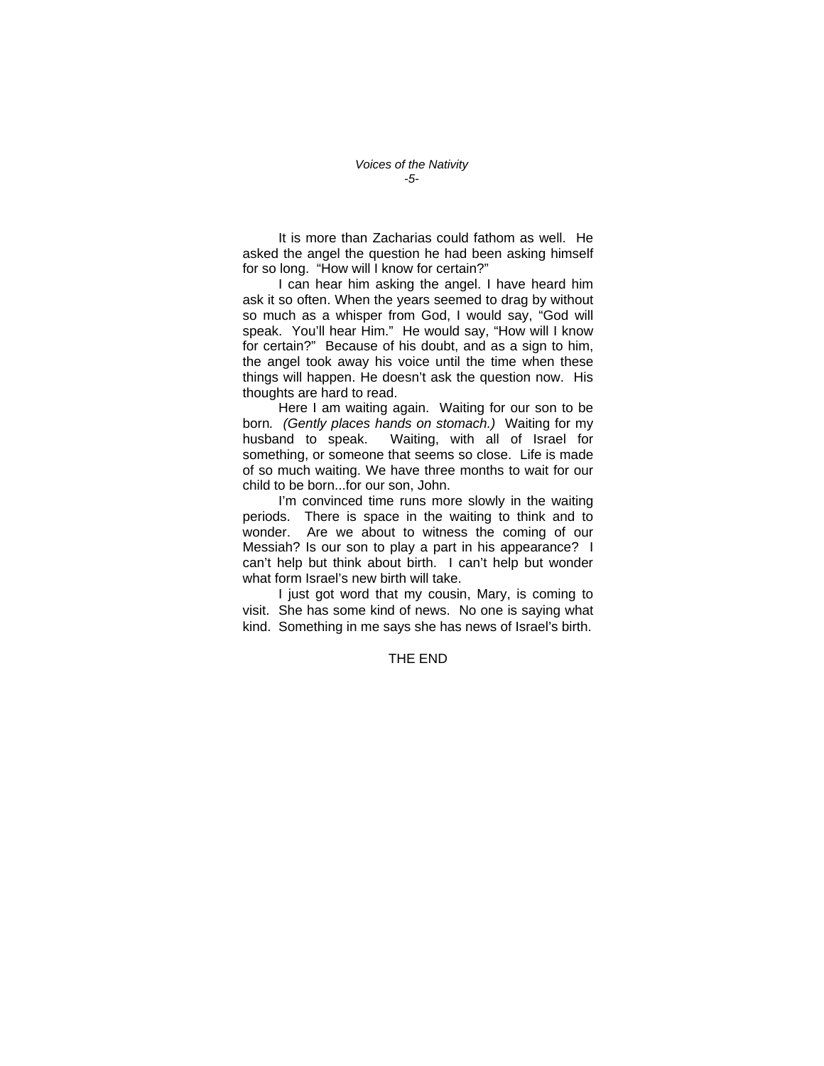It is more than Zacharias could fathom as well. He asked the angel the question he had been asking himself for so long. "How will I know for certain?"

I can hear him asking the angel. I have heard him ask it so often. When the years seemed to drag by without so much as a whisper from God, I would say, "God will speak. You'll hear Him." He would say, "How will I know for certain?" Because of his doubt, and as a sign to him, the angel took away his voice until the time when these things will happen. He doesn't ask the question now. His thoughts are hard to read.

Here I am waiting again. Waiting for our son to be born. *(Gently places hands on stomach.)* Waiting for my husband to speak. Waiting, with all of Israel for something, or someone that seems so close. Life is made of so much waiting. We have three months to wait for our child to be born...for our son, John.

I'm convinced time runs more slowly in the waiting periods. There is space in the waiting to think and to wonder. Are we about to witness the coming of our Messiah? Is our son to play a part in his appearance? I can't help but think about birth. I can't help but wonder what form Israel's new birth will take.

I just got word that my cousin, Mary, is coming to visit. She has some kind of news. No one is saying what kind. Something in me says she has news of Israel's birth.

THE END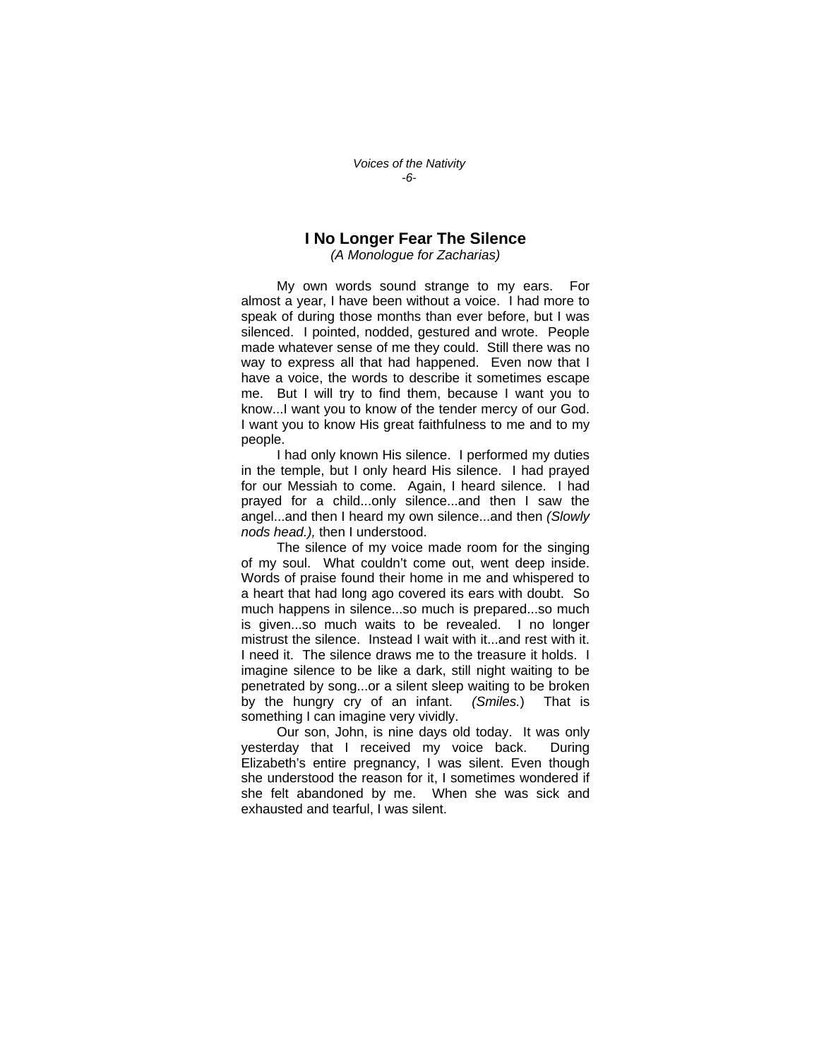## I No Longer Fear The Silence

*(A Monologue for Zacharias)*

My own words sound strange to my ears. For almost a year, I have been without a voice. I had more to speak of during those months than ever before, but I was silenced. I pointed, nodded, gestured and wrote. People made whatever sense of me they could. Still there was no way to express all that had happened. Even now that I have a voice, the words to describe it sometimes escape me. But I will try to find them, because I want you to know...I want you to know of the tender mercy of our God. I want you to know His great faithfulness to me and to my people.

I had only known His silence. I performed my duties in the temple, but I only heard His silence. I had prayed for our Messiah to come. Again, I heard silence. I had prayed for a child...only silence...and then I saw the angel...and then I heard my own silence...and then *(Slowly nods head.),* then I understood.

The silence of my voice made room for the singing of my soul. What couldn't come out, went deep inside. Words of praise found their home in me and whispered to a heart that had long ago covered its ears with doubt. So much happens in silence...so much is prepared...so much is given...so much waits to be revealed. I no longer mistrust the silence. Instead I wait with it...and rest with it. I need it. The silence draws me to the treasure it holds. I imagine silence to be like a dark, still night waiting to be penetrated by song...or a silent sleep waiting to be broken by the hungry cry of an infant. *(Smiles.)* That is something I can imagine very vividly.

Our son, John, is nine days old today. It was only yesterday that I received my voice back. During Elizabeth's entire pregnancy, I was silent. Even though she understood the reason for it, I sometimes wondered if she felt abandoned by me. When she was sick and exhausted and tearful, I was silent.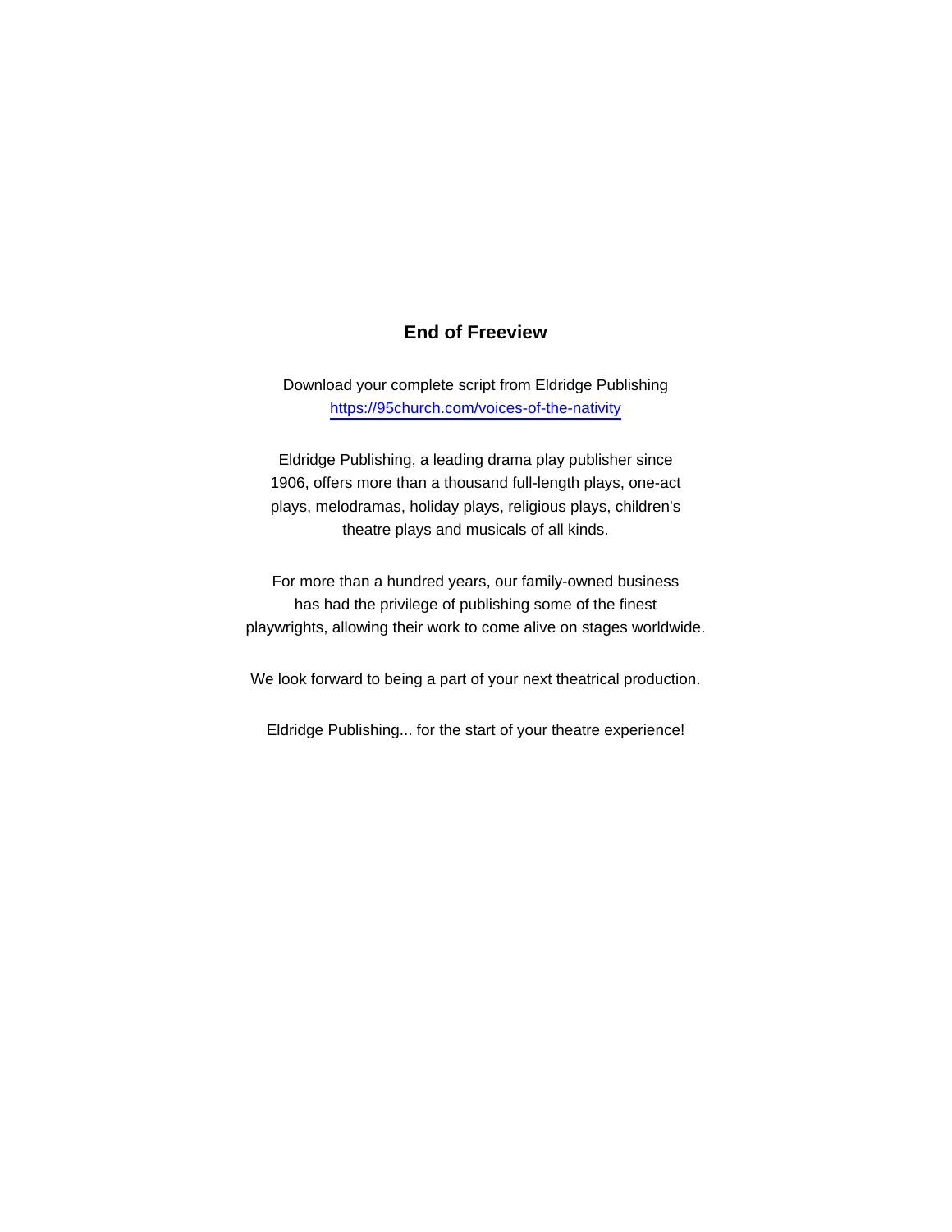**End of Freeview**

Download your complete script from Eldridge Publishing
[https://95church.com/voices-of-the-nativity](https://95church.com/voices-of-the-nativity)

Eldridge Publishing, a leading drama play publisher since 1906, offers more than a thousand full-length plays, one-act plays, melodramas, holiday plays, religious plays, children's theatre plays and musicals of all kinds.

For more than a hundred years, our family-owned business has had the privilege of publishing some of the finest playwrights, allowing their work to come alive on stages worldwide.

We look forward to being a part of your next theatrical production.

Eldridge Publishing... for the start of your theatre experience!